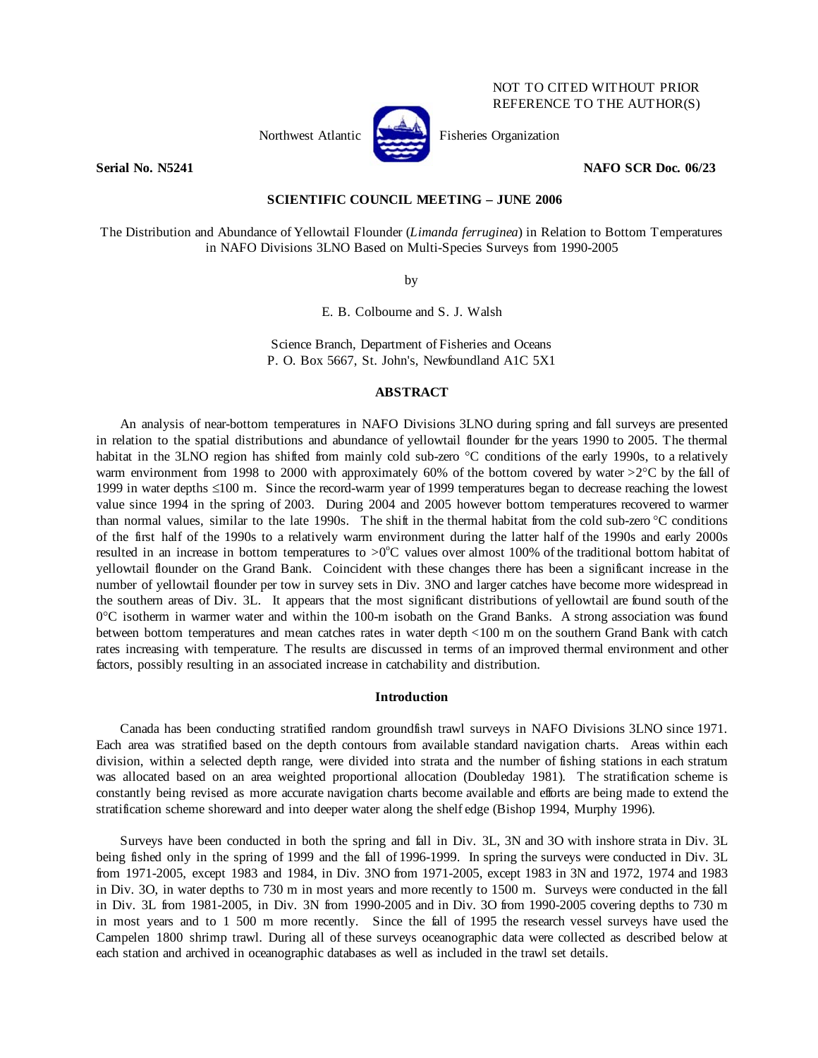NOT TO CITED WITHOUT PRIOR REFERENCE TO THE AUTHOR(S)

Northwest Atlantic Fisheries Organization

**Serial No. N5241** **NAFO SCR Doc. 06/23**

**SCIENTIFIC COUNCIL MEETING – JUNE 2006**

The Distribution and Abundance of Yellowtail Flounder (*Limanda ferruginea*) in Relation to Bottom Temperatures in NAFO Divisions 3LNO Based on Multi-Species Surveys from 1990-2005

by

E. B. Colbourne and S. J. Walsh

Science Branch, Department of Fisheries and Oceans
P. O. Box 5667, St. John's, Newfoundland A1C 5X1

## ABSTRACT

An analysis of near-bottom temperatures in NAFO Divisions 3LNO during spring and fall surveys are presented in relation to the spatial distributions and abundance of yellowtail flounder for the years 1990 to 2005. The thermal habitat in the 3LNO region has shifted from mainly cold sub-zero °C conditions of the early 1990s, to a relatively warm environment from 1998 to 2000 with approximately 60% of the bottom covered by water >2°C by the fall of 1999 in water depths ≤100 m. Since the record-warm year of 1999 temperatures began to decrease reaching the lowest value since 1994 in the spring of 2003. During 2004 and 2005 however bottom temperatures recovered to warmer than normal values, similar to the late 1990s. The shift in the thermal habitat from the cold sub-zero °C conditions of the first half of the 1990s to a relatively warm environment during the latter half of the 1990s and early 2000s resulted in an increase in bottom temperatures to >0°C values over almost 100% of the traditional bottom habitat of yellowtail flounder on the Grand Bank. Coincident with these changes there has been a significant increase in the number of yellowtail flounder per tow in survey sets in Div. 3NO and larger catches have become more widespread in the southern areas of Div. 3L. It appears that the most significant distributions of yellowtail are found south of the 0°C isotherm in warmer water and within the 100-m isobath on the Grand Banks. A strong association was found between bottom temperatures and mean catches rates in water depth <100 m on the southern Grand Bank with catch rates increasing with temperature. The results are discussed in terms of an improved thermal environment and other factors, possibly resulting in an associated increase in catchability and distribution.

## Introduction

Canada has been conducting stratified random groundfish trawl surveys in NAFO Divisions 3LNO since 1971. Each area was stratified based on the depth contours from available standard navigation charts. Areas within each division, within a selected depth range, were divided into strata and the number of fishing stations in each stratum was allocated based on an area weighted proportional allocation (Doubleday 1981). The stratification scheme is constantly being revised as more accurate navigation charts become available and efforts are being made to extend the stratification scheme shoreward and into deeper water along the shelf edge (Bishop 1994, Murphy 1996).

Surveys have been conducted in both the spring and fall in Div. 3L, 3N and 3O with inshore strata in Div. 3L being fished only in the spring of 1999 and the fall of 1996-1999. In spring the surveys were conducted in Div. 3L from 1971-2005, except 1983 and 1984, in Div. 3NO from 1971-2005, except 1983 in 3N and 1972, 1974 and 1983 in Div. 3O, in water depths to 730 m in most years and more recently to 1500 m. Surveys were conducted in the fall in Div. 3L from 1981-2005, in Div. 3N from 1990-2005 and in Div. 3O from 1990-2005 covering depths to 730 m in most years and to 1 500 m more recently. Since the fall of 1995 the research vessel surveys have used the Campelen 1800 shrimp trawl. During all of these surveys oceanographic data were collected as described below at each station and archived in oceanographic databases as well as included in the trawl set details.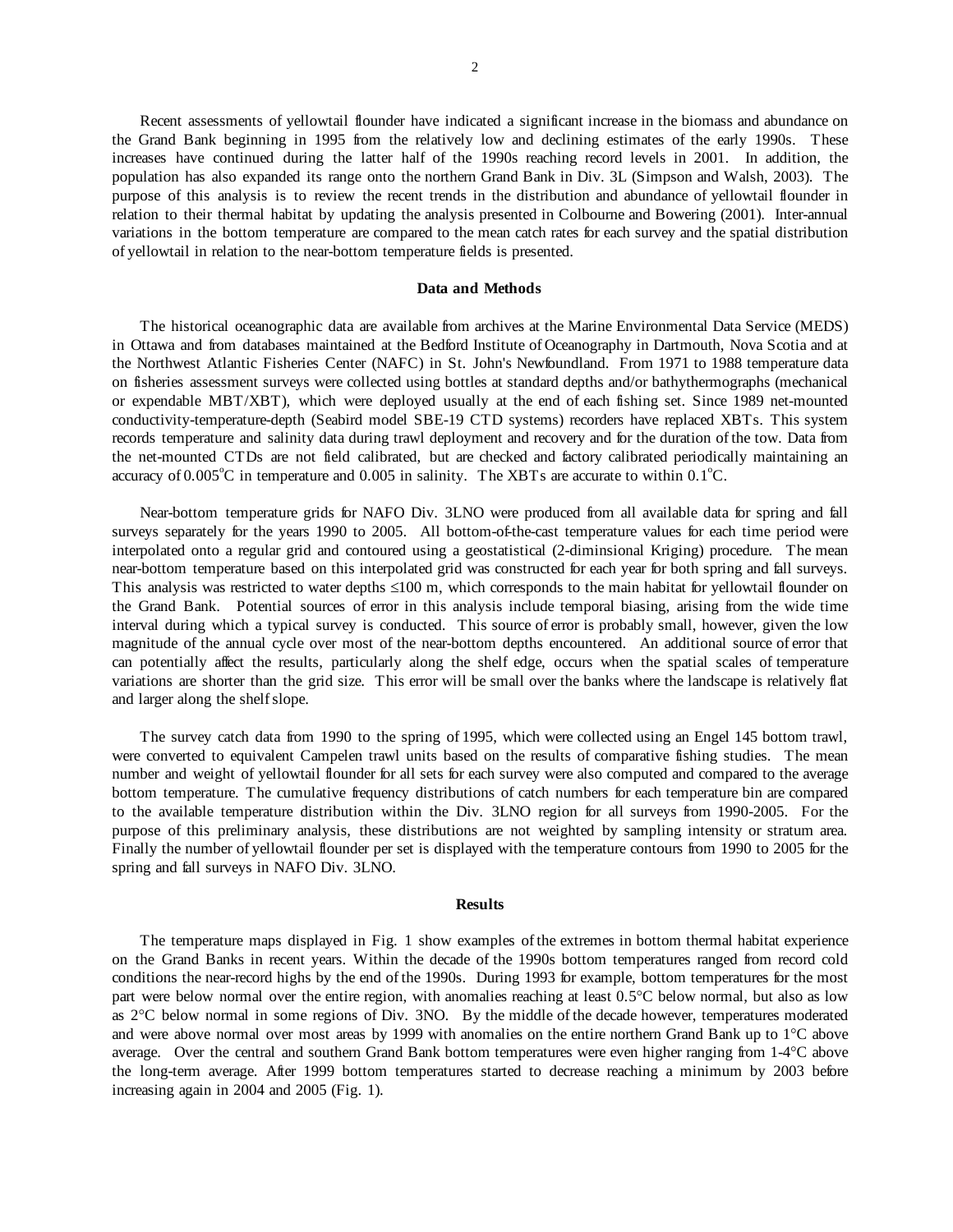Recent assessments of yellowtail flounder have indicated a significant increase in the biomass and abundance on the Grand Bank beginning in 1995 from the relatively low and declining estimates of the early 1990s. These increases have continued during the latter half of the 1990s reaching record levels in 2001. In addition, the population has also expanded its range onto the northern Grand Bank in Div. 3L (Simpson and Walsh, 2003). The purpose of this analysis is to review the recent trends in the distribution and abundance of yellowtail flounder in relation to their thermal habitat by updating the analysis presented in Colbourne and Bowering (2001). Inter-annual variations in the bottom temperature are compared to the mean catch rates for each survey and the spatial distribution of yellowtail in relation to the near-bottom temperature fields is presented.

## Data and Methods

The historical oceanographic data are available from archives at the Marine Environmental Data Service (MEDS) in Ottawa and from databases maintained at the Bedford Institute of Oceanography in Dartmouth, Nova Scotia and at the Northwest Atlantic Fisheries Center (NAFC) in St. John's Newfoundland. From 1971 to 1988 temperature data on fisheries assessment surveys were collected using bottles at standard depths and/or bathythermographs (mechanical or expendable MBT/XBT), which were deployed usually at the end of each fishing set. Since 1989 net-mounted conductivity-temperature-depth (Seabird model SBE-19 CTD systems) recorders have replaced XBTs. This system records temperature and salinity data during trawl deployment and recovery and for the duration of the tow. Data from the net-mounted CTDs are not field calibrated, but are checked and factory calibrated periodically maintaining an accuracy of 0.005°C in temperature and 0.005 in salinity. The XBTs are accurate to within 0.1°C.

Near-bottom temperature grids for NAFO Div. 3LNO were produced from all available data for spring and fall surveys separately for the years 1990 to 2005. All bottom-of-the-cast temperature values for each time period were interpolated onto a regular grid and contoured using a geostatistical (2-diminsional Kriging) procedure. The mean near-bottom temperature based on this interpolated grid was constructed for each year for both spring and fall surveys. This analysis was restricted to water depths ≤100 m, which corresponds to the main habitat for yellowtail flounder on the Grand Bank. Potential sources of error in this analysis include temporal biasing, arising from the wide time interval during which a typical survey is conducted. This source of error is probably small, however, given the low magnitude of the annual cycle over most of the near-bottom depths encountered. An additional source of error that can potentially affect the results, particularly along the shelf edge, occurs when the spatial scales of temperature variations are shorter than the grid size. This error will be small over the banks where the landscape is relatively flat and larger along the shelf slope.

The survey catch data from 1990 to the spring of 1995, which were collected using an Engel 145 bottom trawl, were converted to equivalent Campelen trawl units based on the results of comparative fishing studies. The mean number and weight of yellowtail flounder for all sets for each survey were also computed and compared to the average bottom temperature. The cumulative frequency distributions of catch numbers for each temperature bin are compared to the available temperature distribution within the Div. 3LNO region for all surveys from 1990-2005. For the purpose of this preliminary analysis, these distributions are not weighted by sampling intensity or stratum area. Finally the number of yellowtail flounder per set is displayed with the temperature contours from 1990 to 2005 for the spring and fall surveys in NAFO Div. 3LNO.

## Results

The temperature maps displayed in Fig. 1 show examples of the extremes in bottom thermal habitat experience on the Grand Banks in recent years. Within the decade of the 1990s bottom temperatures ranged from record cold conditions the near-record highs by the end of the 1990s. During 1993 for example, bottom temperatures for the most part were below normal over the entire region, with anomalies reaching at least 0.5°C below normal, but also as low as 2°C below normal in some regions of Div. 3NO. By the middle of the decade however, temperatures moderated and were above normal over most areas by 1999 with anomalies on the entire northern Grand Bank up to 1°C above average. Over the central and southern Grand Bank bottom temperatures were even higher ranging from 1-4°C above the long-term average. After 1999 bottom temperatures started to decrease reaching a minimum by 2003 before increasing again in 2004 and 2005 (Fig. 1).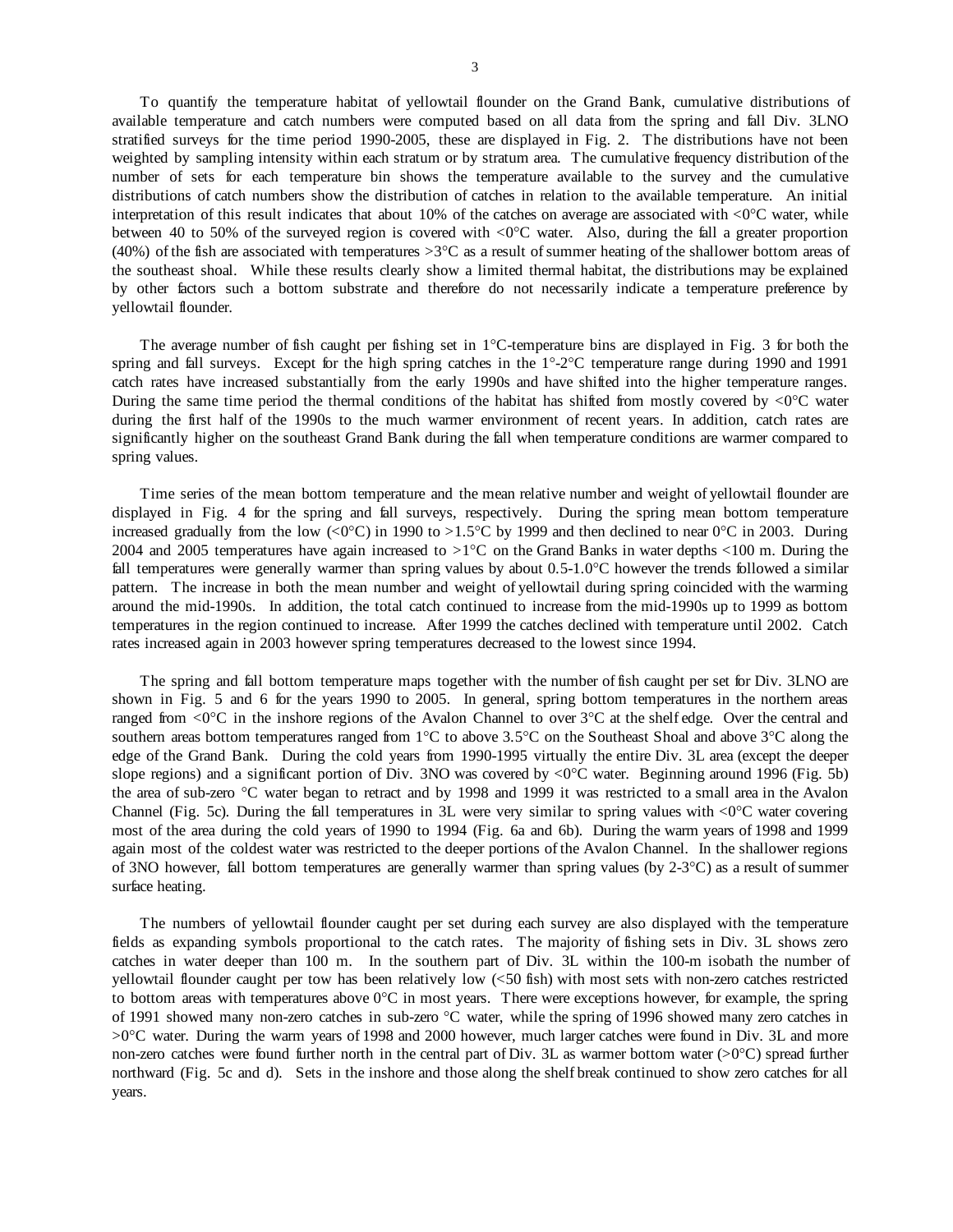To quantify the temperature habitat of yellowtail flounder on the Grand Bank, cumulative distributions of available temperature and catch numbers were computed based on all data from the spring and fall Div. 3LNO stratified surveys for the time period 1990-2005, these are displayed in Fig. 2. The distributions have not been weighted by sampling intensity within each stratum or by stratum area. The cumulative frequency distribution of the number of sets for each temperature bin shows the temperature available to the survey and the cumulative distributions of catch numbers show the distribution of catches in relation to the available temperature. An initial interpretation of this result indicates that about 10% of the catches on average are associated with <0°C water, while between 40 to 50% of the surveyed region is covered with <0°C water. Also, during the fall a greater proportion (40%) of the fish are associated with temperatures >3°C as a result of summer heating of the shallower bottom areas of the southeast shoal. While these results clearly show a limited thermal habitat, the distributions may be explained by other factors such a bottom substrate and therefore do not necessarily indicate a temperature preference by yellowtail flounder.

The average number of fish caught per fishing set in 1°C-temperature bins are displayed in Fig. 3 for both the spring and fall surveys. Except for the high spring catches in the 1°-2°C temperature range during 1990 and 1991 catch rates have increased substantially from the early 1990s and have shifted into the higher temperature ranges. During the same time period the thermal conditions of the habitat has shifted from mostly covered by <0°C water during the first half of the 1990s to the much warmer environment of recent years. In addition, catch rates are significantly higher on the southeast Grand Bank during the fall when temperature conditions are warmer compared to spring values.

Time series of the mean bottom temperature and the mean relative number and weight of yellowtail flounder are displayed in Fig. 4 for the spring and fall surveys, respectively. During the spring mean bottom temperature increased gradually from the low (<0°C) in 1990 to >1.5°C by 1999 and then declined to near 0°C in 2003. During 2004 and 2005 temperatures have again increased to >1°C on the Grand Banks in water depths <100 m. During the fall temperatures were generally warmer than spring values by about 0.5-1.0°C however the trends followed a similar pattern. The increase in both the mean number and weight of yellowtail during spring coincided with the warming around the mid-1990s. In addition, the total catch continued to increase from the mid-1990s up to 1999 as bottom temperatures in the region continued to increase. After 1999 the catches declined with temperature until 2002. Catch rates increased again in 2003 however spring temperatures decreased to the lowest since 1994.

The spring and fall bottom temperature maps together with the number of fish caught per set for Div. 3LNO are shown in Fig. 5 and 6 for the years 1990 to 2005. In general, spring bottom temperatures in the northern areas ranged from <0°C in the inshore regions of the Avalon Channel to over 3°C at the shelf edge. Over the central and southern areas bottom temperatures ranged from 1°C to above 3.5°C on the Southeast Shoal and above 3°C along the edge of the Grand Bank. During the cold years from 1990-1995 virtually the entire Div. 3L area (except the deeper slope regions) and a significant portion of Div. 3NO was covered by <0°C water. Beginning around 1996 (Fig. 5b) the area of sub-zero °C water began to retract and by 1998 and 1999 it was restricted to a small area in the Avalon Channel (Fig. 5c). During the fall temperatures in 3L were very similar to spring values with <0°C water covering most of the area during the cold years of 1990 to 1994 (Fig. 6a and 6b). During the warm years of 1998 and 1999 again most of the coldest water was restricted to the deeper portions of the Avalon Channel. In the shallower regions of 3NO however, fall bottom temperatures are generally warmer than spring values (by 2-3°C) as a result of summer surface heating.

The numbers of yellowtail flounder caught per set during each survey are also displayed with the temperature fields as expanding symbols proportional to the catch rates. The majority of fishing sets in Div. 3L shows zero catches in water deeper than 100 m. In the southern part of Div. 3L within the 100-m isobath the number of yellowtail flounder caught per tow has been relatively low (<50 fish) with most sets with non-zero catches restricted to bottom areas with temperatures above 0°C in most years. There were exceptions however, for example, the spring of 1991 showed many non-zero catches in sub-zero °C water, while the spring of 1996 showed many zero catches in >0°C water. During the warm years of 1998 and 2000 however, much larger catches were found in Div. 3L and more non-zero catches were found further north in the central part of Div. 3L as warmer bottom water (>0°C) spread further northward (Fig. 5c and d). Sets in the inshore and those along the shelf break continued to show zero catches for all years.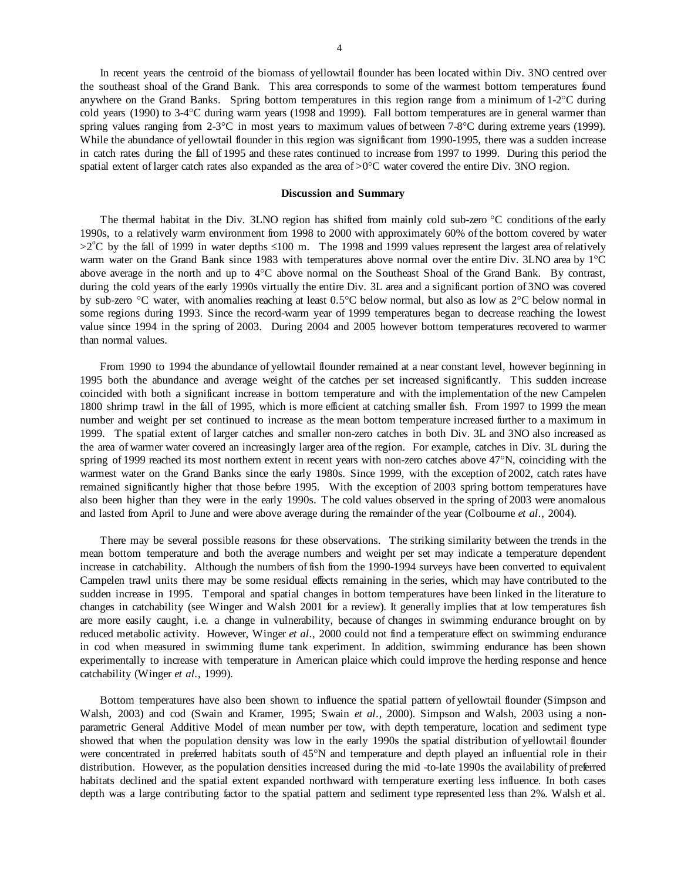In recent years the centroid of the biomass of yellowtail flounder has been located within Div. 3NO centred over the southeast shoal of the Grand Bank. This area corresponds to some of the warmest bottom temperatures found anywhere on the Grand Banks. Spring bottom temperatures in this region range from a minimum of 1-2°C during cold years (1990) to 3-4°C during warm years (1998 and 1999). Fall bottom temperatures are in general warmer than spring values ranging from 2-3°C in most years to maximum values of between 7-8°C during extreme years (1999). While the abundance of yellowtail flounder in this region was significant from 1990-1995, there was a sudden increase in catch rates during the fall of 1995 and these rates continued to increase from 1997 to 1999. During this period the spatial extent of larger catch rates also expanded as the area of >0°C water covered the entire Div. 3NO region.

### Discussion and Summary

The thermal habitat in the Div. 3LNO region has shifted from mainly cold sub-zero °C conditions of the early 1990s, to a relatively warm environment from 1998 to 2000 with approximately 60% of the bottom covered by water >2°C by the fall of 1999 in water depths ≤100 m. The 1998 and 1999 values represent the largest area of relatively warm water on the Grand Bank since 1983 with temperatures above normal over the entire Div. 3LNO area by 1°C above average in the north and up to 4°C above normal on the Southeast Shoal of the Grand Bank. By contrast, during the cold years of the early 1990s virtually the entire Div. 3L area and a significant portion of 3NO was covered by sub-zero °C water, with anomalies reaching at least 0.5°C below normal, but also as low as 2°C below normal in some regions during 1993. Since the record-warm year of 1999 temperatures began to decrease reaching the lowest value since 1994 in the spring of 2003. During 2004 and 2005 however bottom temperatures recovered to warmer than normal values.

From 1990 to 1994 the abundance of yellowtail flounder remained at a near constant level, however beginning in 1995 both the abundance and average weight of the catches per set increased significantly. This sudden increase coincided with both a significant increase in bottom temperature and with the implementation of the new Campelen 1800 shrimp trawl in the fall of 1995, which is more efficient at catching smaller fish. From 1997 to 1999 the mean number and weight per set continued to increase as the mean bottom temperature increased further to a maximum in 1999. The spatial extent of larger catches and smaller non-zero catches in both Div. 3L and 3NO also increased as the area of warmer water covered an increasingly larger area of the region. For example, catches in Div. 3L during the spring of 1999 reached its most northern extent in recent years with non-zero catches above 47°N, coinciding with the warmest water on the Grand Banks since the early 1980s. Since 1999, with the exception of 2002, catch rates have remained significantly higher that those before 1995. With the exception of 2003 spring bottom temperatures have also been higher than they were in the early 1990s. The cold values observed in the spring of 2003 were anomalous and lasted from April to June and were above average during the remainder of the year (Colbourne *et al*., 2004).

There may be several possible reasons for these observations. The striking similarity between the trends in the mean bottom temperature and both the average numbers and weight per set may indicate a temperature dependent increase in catchability. Although the numbers of fish from the 1990-1994 surveys have been converted to equivalent Campelen trawl units there may be some residual effects remaining in the series, which may have contributed to the sudden increase in 1995. Temporal and spatial changes in bottom temperatures have been linked in the literature to changes in catchability (see Winger and Walsh 2001 for a review). It generally implies that at low temperatures fish are more easily caught, i.e. a change in vulnerability, because of changes in swimming endurance brought on by reduced metabolic activity. However, Winger *et al*., 2000 could not find a temperature effect on swimming endurance in cod when measured in swimming flume tank experiment. In addition, swimming endurance has been shown experimentally to increase with temperature in American plaice which could improve the herding response and hence catchability (Winger *et al*., 1999).

Bottom temperatures have also been shown to influence the spatial pattern of yellowtail flounder (Simpson and Walsh, 2003) and cod (Swain and Kramer, 1995; Swain *et al*., 2000). Simpson and Walsh, 2003 using a non-parametric General Additive Model of mean number per tow, with depth temperature, location and sediment type showed that when the population density was low in the early 1990s the spatial distribution of yellowtail flounder were concentrated in preferred habitats south of 45°N and temperature and depth played an influential role in their distribution. However, as the population densities increased during the mid -to-late 1990s the availability of preferred habitats declined and the spatial extent expanded northward with temperature exerting less influence. In both cases depth was a large contributing factor to the spatial pattern and sediment type represented less than 2%. Walsh et al.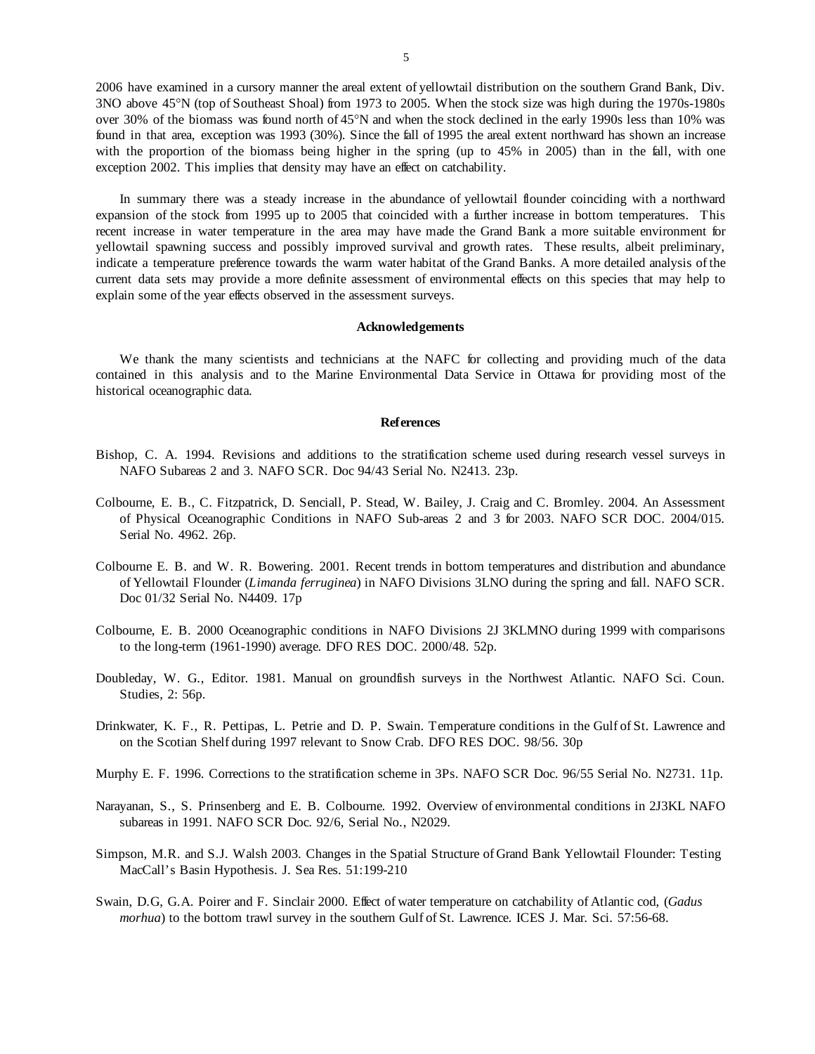2006 have examined in a cursory manner the areal extent of yellowtail distribution on the southern Grand Bank, Div. 3NO above 45°N (top of Southeast Shoal) from 1973 to 2005. When the stock size was high during the 1970s-1980s over 30% of the biomass was found north of 45°N and when the stock declined in the early 1990s less than 10% was found in that area, exception was 1993 (30%). Since the fall of 1995 the areal extent northward has shown an increase with the proportion of the biomass being higher in the spring (up to 45% in 2005) than in the fall, with one exception 2002. This implies that density may have an effect on catchability.

In summary there was a steady increase in the abundance of yellowtail flounder coinciding with a northward expansion of the stock from 1995 up to 2005 that coincided with a further increase in bottom temperatures. This recent increase in water temperature in the area may have made the Grand Bank a more suitable environment for yellowtail spawning success and possibly improved survival and growth rates. These results, albeit preliminary, indicate a temperature preference towards the warm water habitat of the Grand Banks. A more detailed analysis of the current data sets may provide a more definite assessment of environmental effects on this species that may help to explain some of the year effects observed in the assessment surveys.

## Acknowledgements

We thank the many scientists and technicians at the NAFC for collecting and providing much of the data contained in this analysis and to the Marine Environmental Data Service in Ottawa for providing most of the historical oceanographic data.

## References

Bishop, C. A. 1994. Revisions and additions to the stratification scheme used during research vessel surveys in NAFO Subareas 2 and 3. NAFO SCR. Doc 94/43 Serial No. N2413. 23p.

Colbourne, E. B., C. Fitzpatrick, D. Senciall, P. Stead, W. Bailey, J. Craig and C. Bromley. 2004. An Assessment of Physical Oceanographic Conditions in NAFO Sub-areas 2 and 3 for 2003. NAFO SCR DOC. 2004/015. Serial No. 4962. 26p.

Colbourne E. B. and W. R. Bowering. 2001. Recent trends in bottom temperatures and distribution and abundance of Yellowtail Flounder (*Limanda ferruginea*) in NAFO Divisions 3LNO during the spring and fall. NAFO SCR. Doc 01/32 Serial No. N4409. 17p

Colbourne, E. B. 2000 Oceanographic conditions in NAFO Divisions 2J 3KLMNO during 1999 with comparisons to the long-term (1961-1990) average. DFO RES DOC. 2000/48. 52p.

Doubleday, W. G., Editor. 1981. Manual on groundfish surveys in the Northwest Atlantic. NAFO Sci. Coun. Studies, 2: 56p.

Drinkwater, K. F., R. Pettipas, L. Petrie and D. P. Swain. Temperature conditions in the Gulf of St. Lawrence and on the Scotian Shelf during 1997 relevant to Snow Crab. DFO RES DOC. 98/56. 30p

Murphy E. F. 1996. Corrections to the stratification scheme in 3Ps. NAFO SCR Doc. 96/55 Serial No. N2731. 11p.

Narayanan, S., S. Prinsenberg and E. B. Colbourne. 1992. Overview of environmental conditions in 2J3KL NAFO subareas in 1991. NAFO SCR Doc. 92/6, Serial No., N2029.

Simpson, M.R. and S.J. Walsh 2003. Changes in the Spatial Structure of Grand Bank Yellowtail Flounder: Testing MacCall's Basin Hypothesis. J. Sea Res. 51:199-210

Swain, D.G, G.A. Poirer and F. Sinclair 2000. Effect of water temperature on catchability of Atlantic cod, (*Gadus morhua*) to the bottom trawl survey in the southern Gulf of St. Lawrence. ICES J. Mar. Sci. 57:56-68.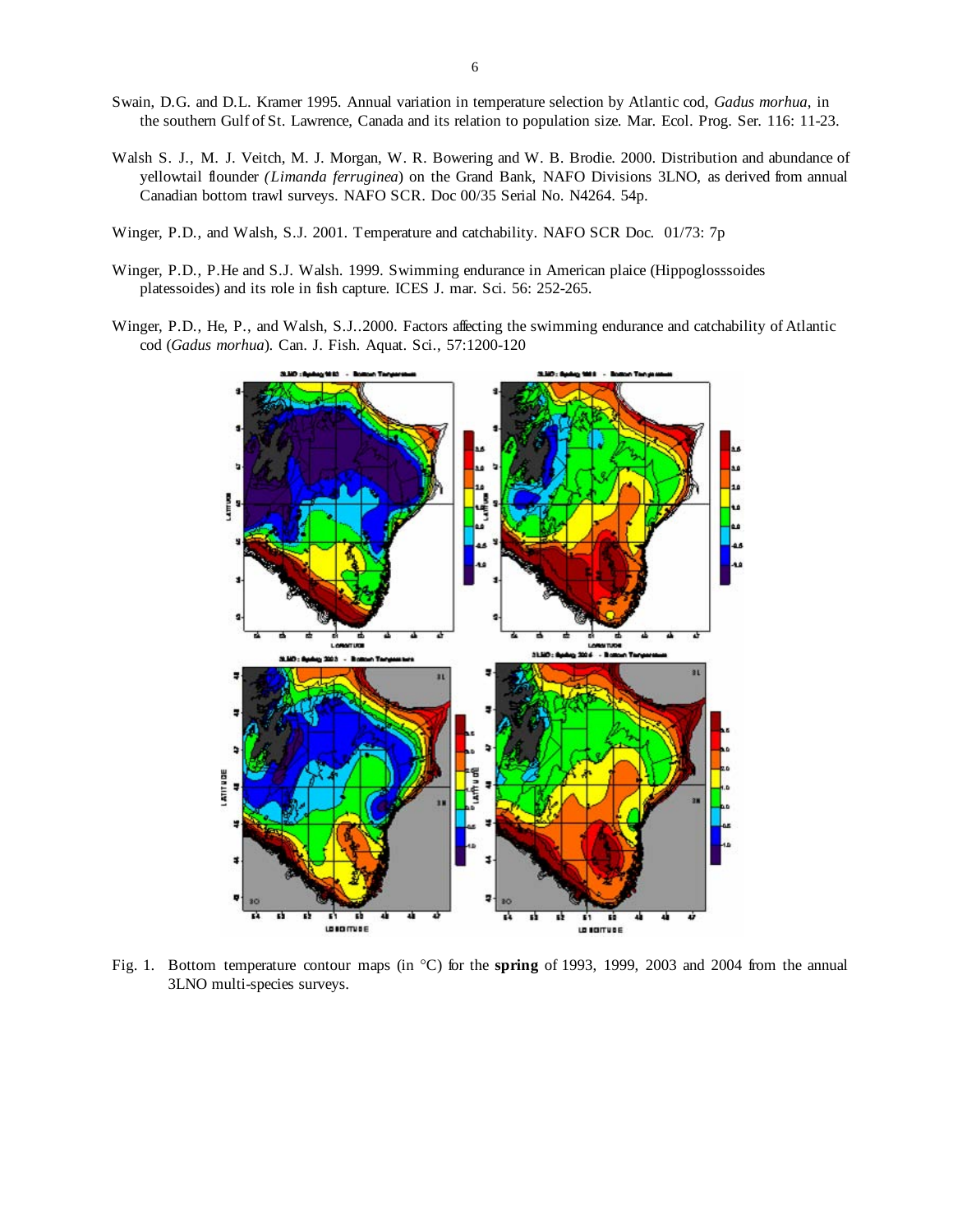Swain, D.G. and D.L. Kramer 1995. Annual variation in temperature selection by Atlantic cod, *Gadus morhua*, in the southern Gulf of St. Lawrence, Canada and its relation to population size. Mar. Ecol. Prog. Ser. 116: 11-23.

Walsh S. J., M. J. Veitch, M. J. Morgan, W. R. Bowering and W. B. Brodie. 2000. Distribution and abundance of yellowtail flounder *(Limanda ferruginea*) on the Grand Bank, NAFO Divisions 3LNO, as derived from annual Canadian bottom trawl surveys. NAFO SCR. Doc 00/35 Serial No. N4264. 54p.

Winger, P.D., and Walsh, S.J. 2001. Temperature and catchability. NAFO SCR Doc. 01/73: 7p

Winger, P.D., P.He and S.J. Walsh. 1999. Swimming endurance in American plaice (Hippoglosssoides platessoides) and its role in fish capture. ICES J. mar. Sci. 56: 252-265.

Winger, P.D., He, P., and Walsh, S.J..2000. Factors affecting the swimming endurance and catchability of Atlantic cod (*Gadus morhua*). Can. J. Fish. Aquat. Sci., 57:1200-120

Fig. 1. Bottom temperature contour maps (in °C) for the **spring** of 1993, 1999, 2003 and 2004 from the annual 3LNO multi-species surveys.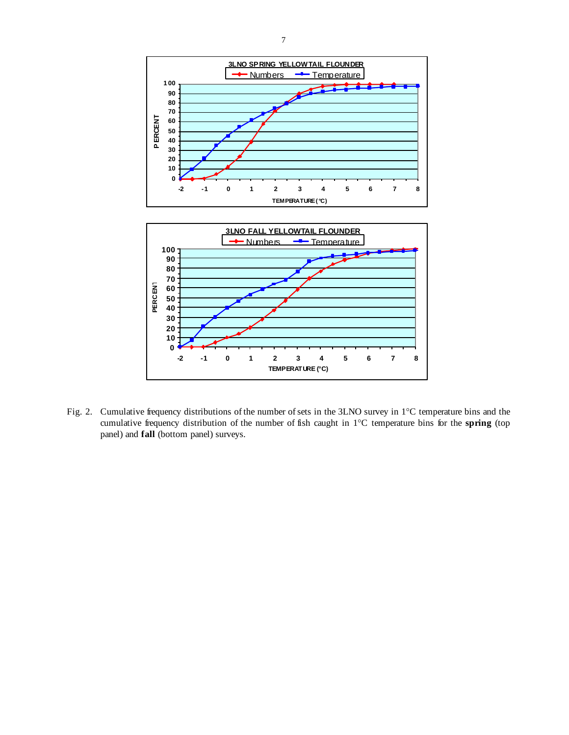Fig. 2. Cumulative frequency distributions of the number of sets in the 3LNO survey in 1°C temperature bins and the cumulative frequency distribution of the number of fish caught in 1°C temperature bins for the **spring** (top panel) and **fall** (bottom panel) surveys.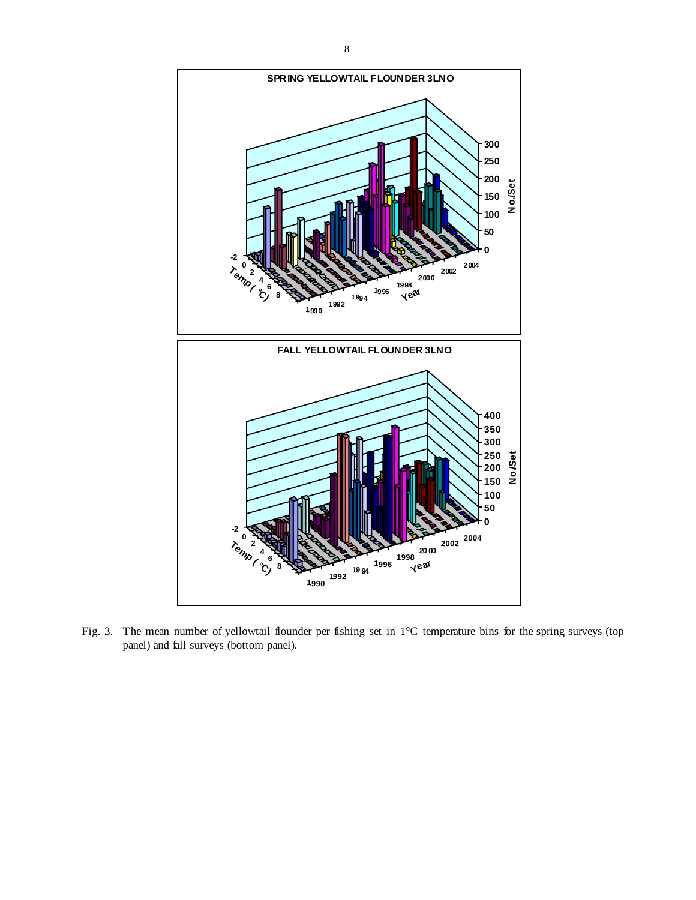Fig. 3. The mean number of yellowtail flounder per fishing set in 1°C temperature bins for the spring surveys (top panel) and fall surveys (bottom panel).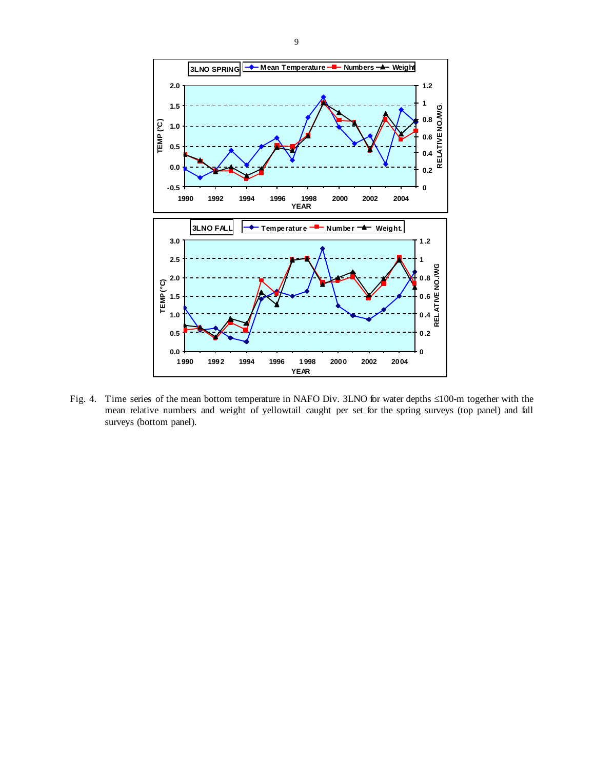Fig. 4. Time series of the mean bottom temperature in NAFO Div. 3LNO for water depths ≤100-m together with the mean relative numbers and weight of yellowtail caught per set for the spring surveys (top panel) and fall surveys (bottom panel).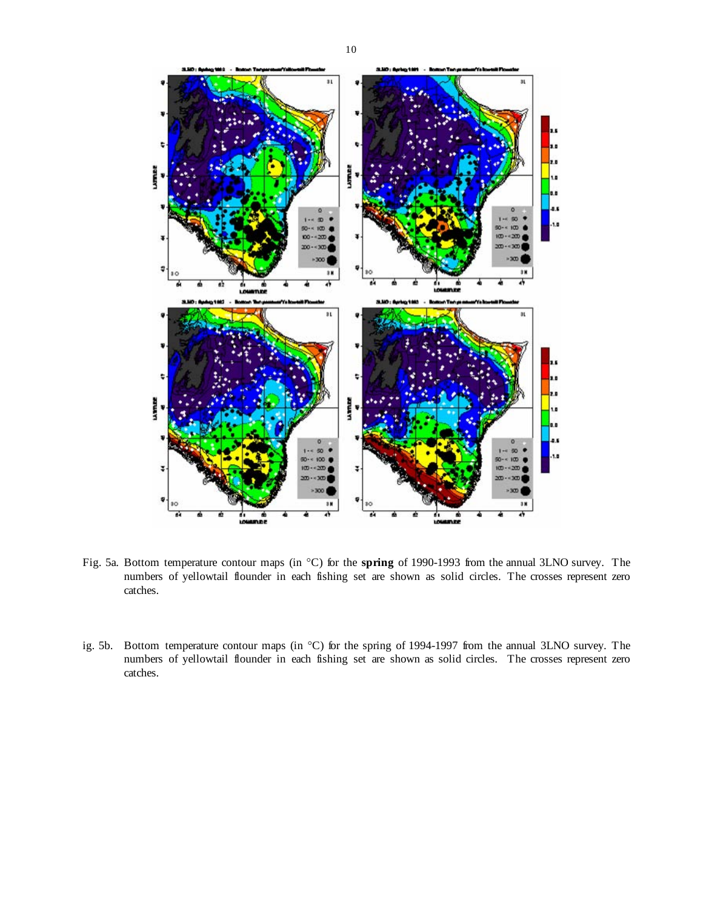Fig. 5a. Bottom temperature contour maps (in °C) for the **spring** of 1990-1993 from the annual 3LNO survey. The numbers of yellowtail flounder in each fishing set are shown as solid circles. The crosses represent zero catches.

ig. 5b. Bottom temperature contour maps (in °C) for the spring of 1994-1997 from the annual 3LNO survey. The numbers of yellowtail flounder in each fishing set are shown as solid circles. The crosses represent zero catches.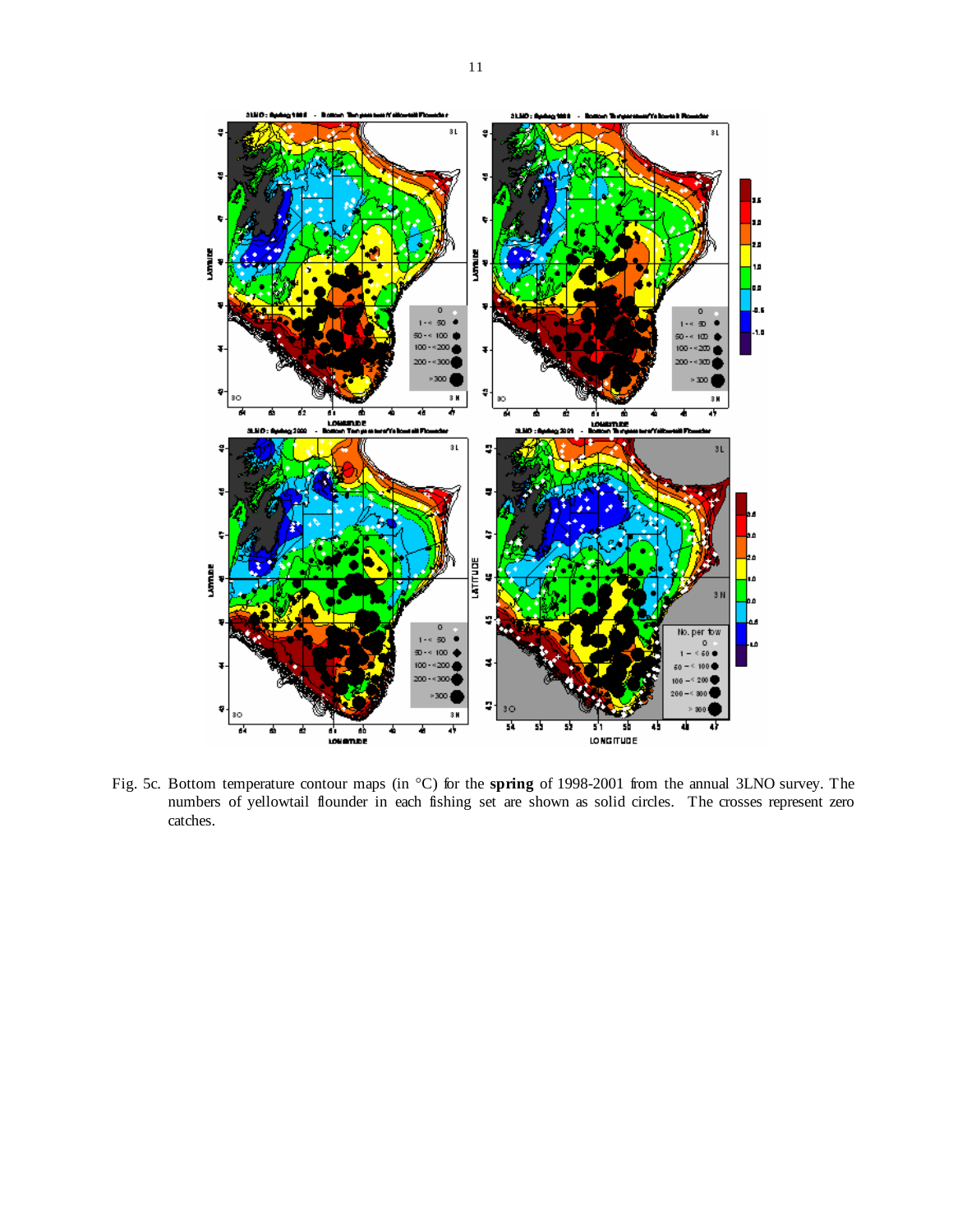Fig. 5c. Bottom temperature contour maps (in °C) for the **spring** of 1998-2001 from the annual 3LNO survey. The numbers of yellowtail flounder in each fishing set are shown as solid circles. The crosses represent zero catches.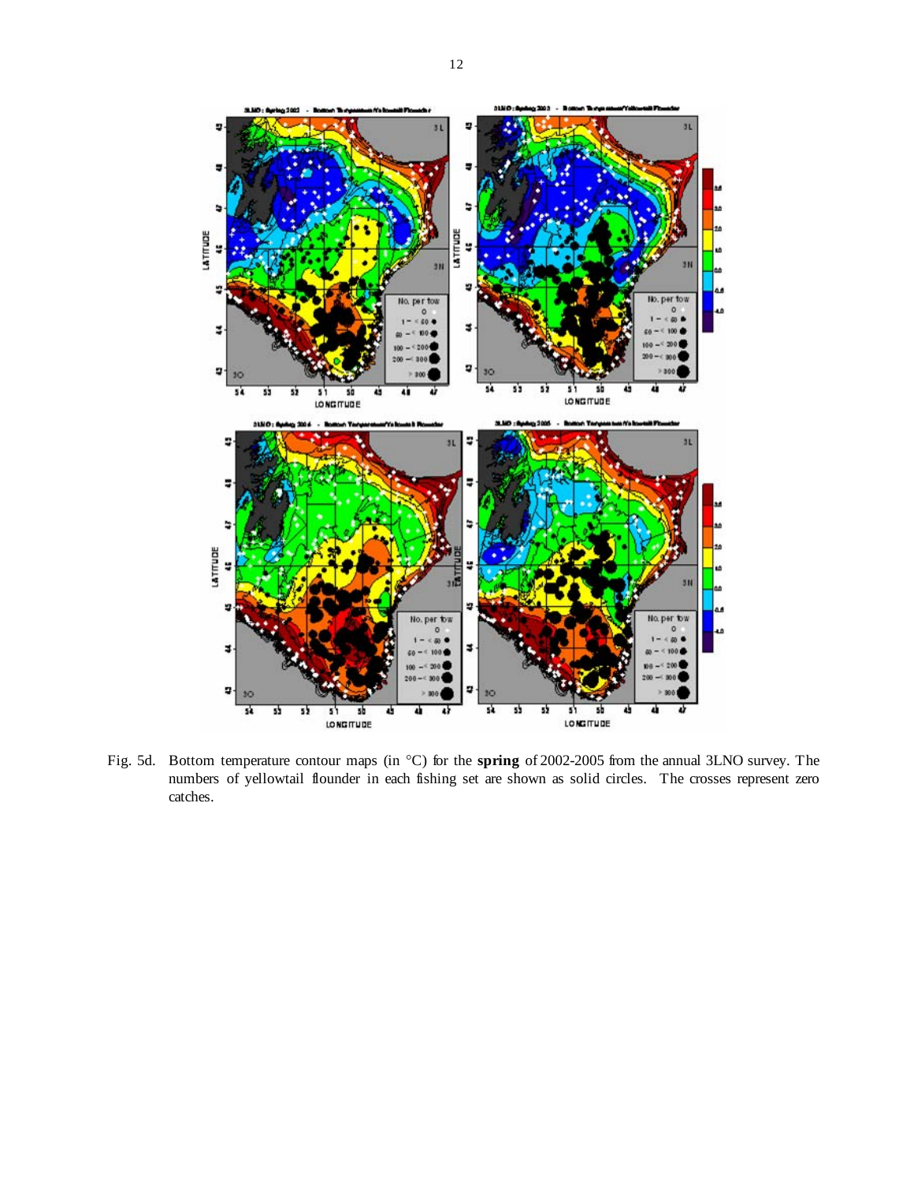Fig. 5d. Bottom temperature contour maps (in °C) for the **spring** of 2002-2005 from the annual 3LNO survey. The numbers of yellowtail flounder in each fishing set are shown as solid circles. The crosses represent zero catches.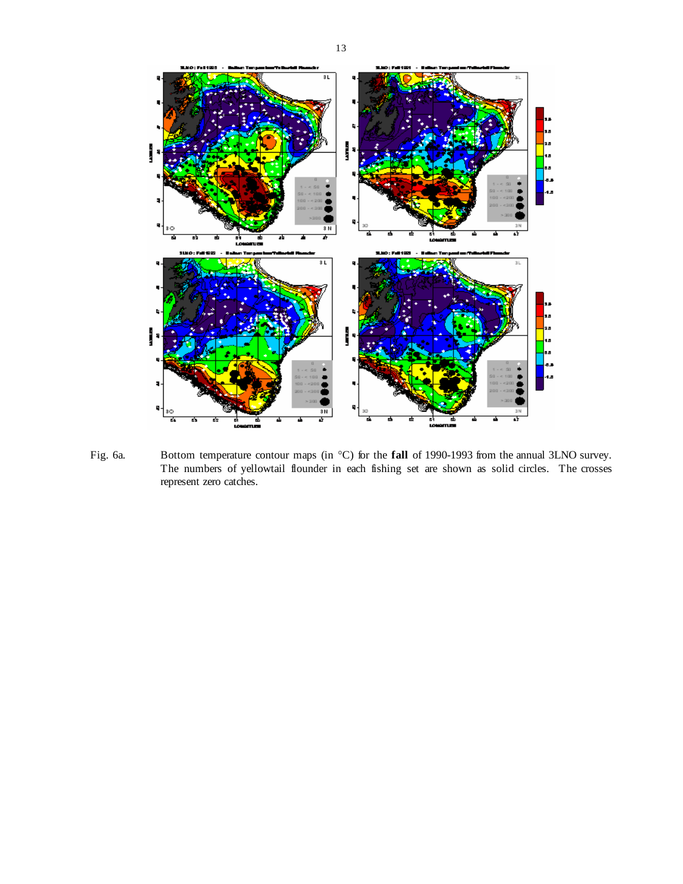Fig. 6a. Bottom temperature contour maps (in °C) for the **fall** of 1990-1993 from the annual 3LNO survey. The numbers of yellowtail flounder in each fishing set are shown as solid circles. The crosses represent zero catches.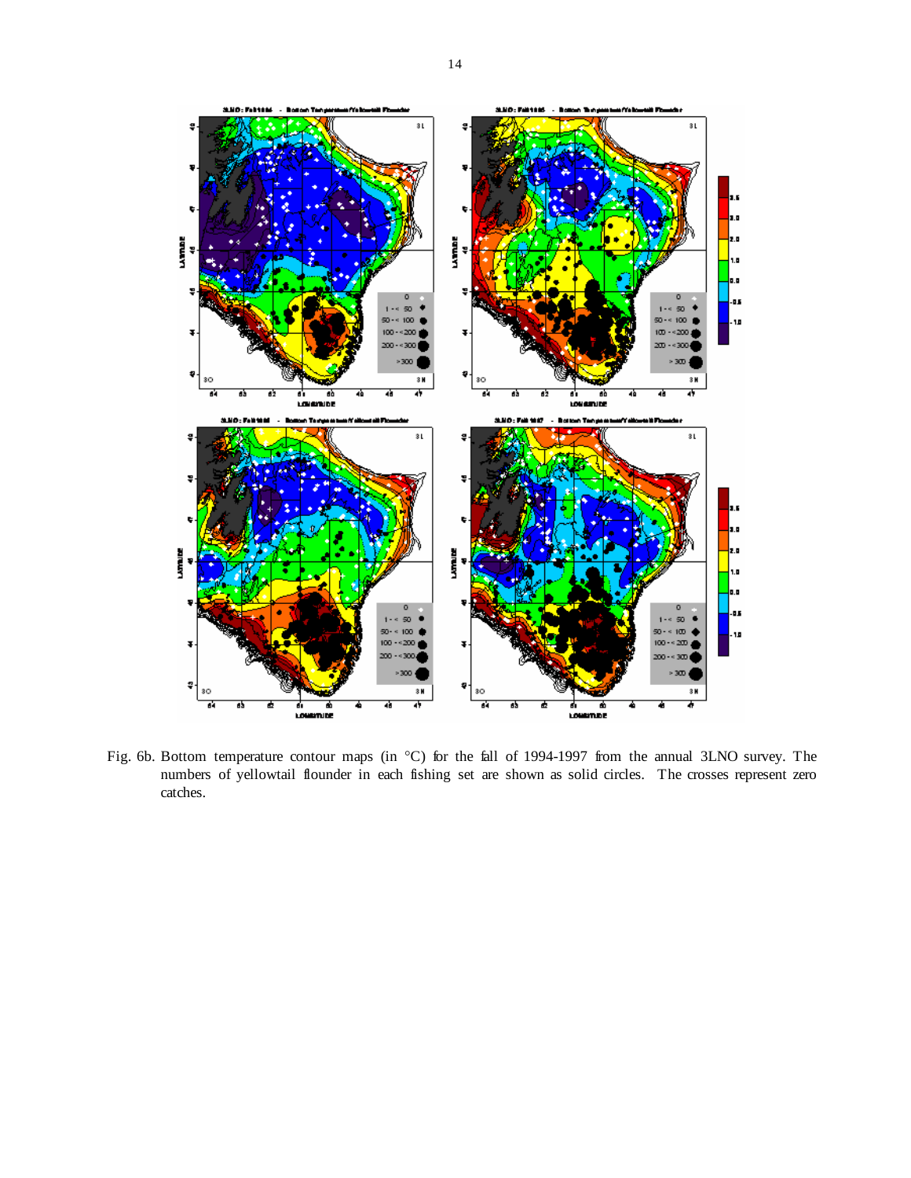Fig. 6b. Bottom temperature contour maps (in °C) for the fall of 1994-1997 from the annual 3LNO survey. The numbers of yellowtail flounder in each fishing set are shown as solid circles. The crosses represent zero catches.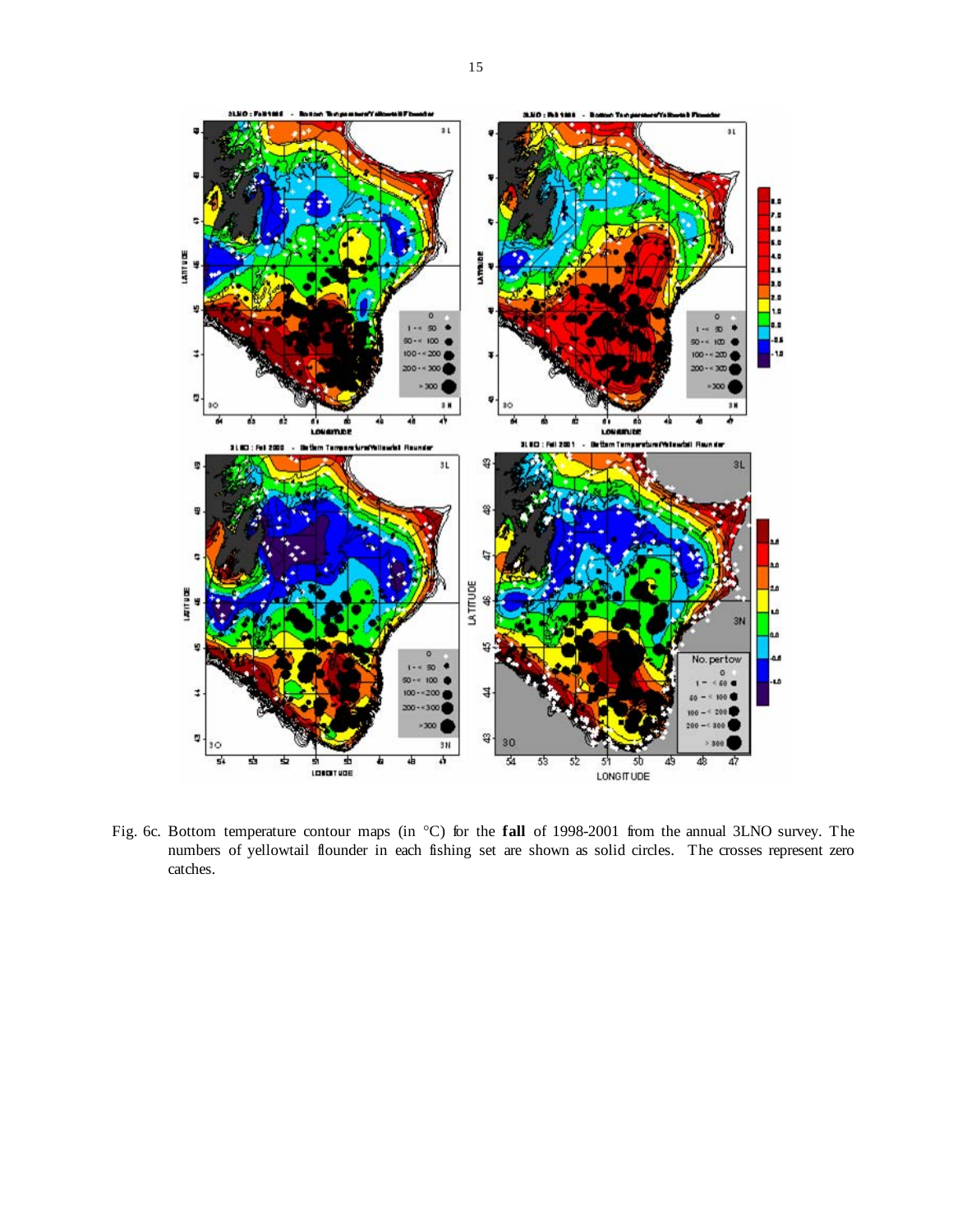Fig. 6c. Bottom temperature contour maps (in °C) for the **fall** of 1998-2001 from the annual 3LNO survey. The numbers of yellowtail flounder in each fishing set are shown as solid circles. The crosses represent zero catches.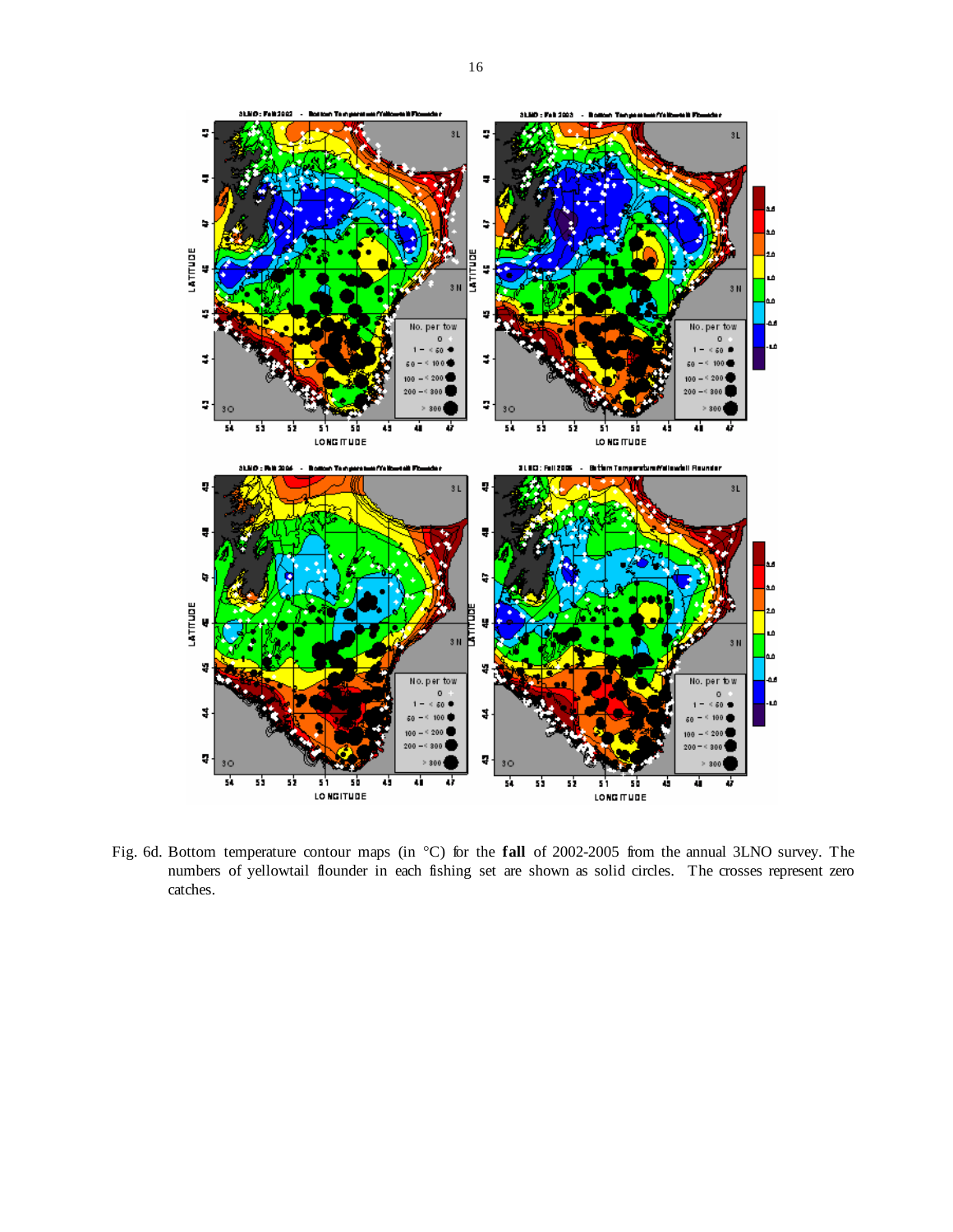3LNO : Fall 2002 - Bottom Temperature/Yellowtail Flounder

3LNO : Fall 2003 - Bottom Temperature/Yellowtail Flounder

3LNO : Fall 2004 - Bottom Temperature/Yellowtail Flounder

3LNO : Fall 2005 - Bottom Temperature/Yellowtail Flounder

LATITUDE

LONGITUDE

3L

3N

3O

No. per tow
0
1 - < 50
50 - < 100
100 - < 200
200 - < 300
> 300

3.5
3.0
2.0
1.0
0.0
-0.5
-1.0

Fig. 6d. Bottom temperature contour maps (in °C) for the **fall** of 2002-2005 from the annual 3LNO survey. The numbers of yellowtail flounder in each fishing set are shown as solid circles. The crosses represent zero catches.